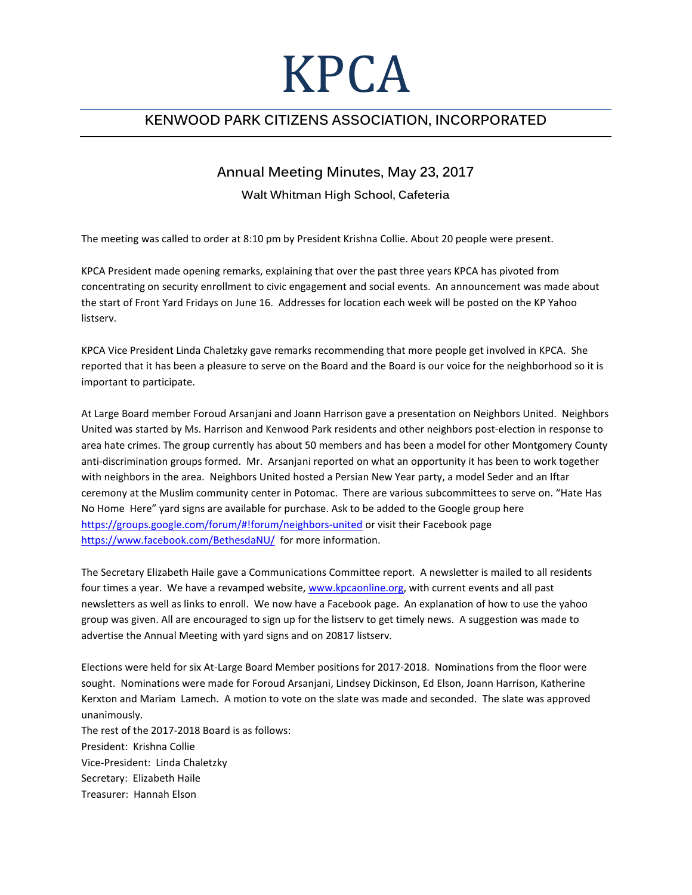# KPCA

## KENWOOD PARK CITIZENS ASSOCIATION, INCORPORATED

### Annual Meeting Minutes, May 23, 2017

Walt Whitman High School, Cafeteria

The meeting was called to order at 8:10 pm by President Krishna Collie. About 20 people were present.

KPCA President made opening remarks, explaining that over the past three years KPCA has pivoted from concentrating on security enrollment to civic engagement and social events. An announcement was made about the start of Front Yard Fridays on June 16. Addresses for location each week will be posted on the KP Yahoo listserv.

KPCA Vice President Linda Chaletzky gave remarks recommending that more people get involved in KPCA. She reported that it has been a pleasure to serve on the Board and the Board is our voice for the neighborhood so it is important to participate.

At Large Board member Foroud Arsanjani and Joann Harrison gave a presentation on Neighbors United. Neighbors United was started by Ms. Harrison and Kenwood Park residents and other neighbors post-election in response to area hate crimes. The group currently has about 50 members and has been a model for other Montgomery County anti-discrimination groups formed. Mr. Arsanjani reported on what an opportunity it has been to work together with neighbors in the area. Neighbors United hosted a Persian New Year party, a model Seder and an Iftar ceremony at the Muslim community center in Potomac. There are various subcommittees to serve on. "Hate Has No Home Here" yard signs are available for purchase. Ask to be added to the Google group here https://groups.google.com/forum/#!forum/neighbors-united or visit their Facebook page https://www.facebook.com/BethesdaNU/ for more information.

The Secretary Elizabeth Haile gave a Communications Committee report. A newsletter is mailed to all residents four times a year. We have a revamped website, www.kpcaonline.org, with current events and all past newsletters as well as links to enroll. We now have a Facebook page. An explanation of how to use the yahoo group was given. All are encouraged to sign up for the listserv to get timely news. A suggestion was made to advertise the Annual Meeting with yard signs and on 20817 listserv.

Elections were held for six At-Large Board Member positions for 2017-2018. Nominations from the floor were sought. Nominations were made for Foroud Arsanjani, Lindsey Dickinson, Ed Elson, Joann Harrison, Katherine Kerxton and Mariam Lamech. A motion to vote on the slate was made and seconded. The slate was approved unanimously.

The rest of the 2017-2018 Board is as follows:

President: Krishna Collie
Vice-President: Linda Chaletzky
Secretary: Elizabeth Haile
Treasurer: Hannah Elson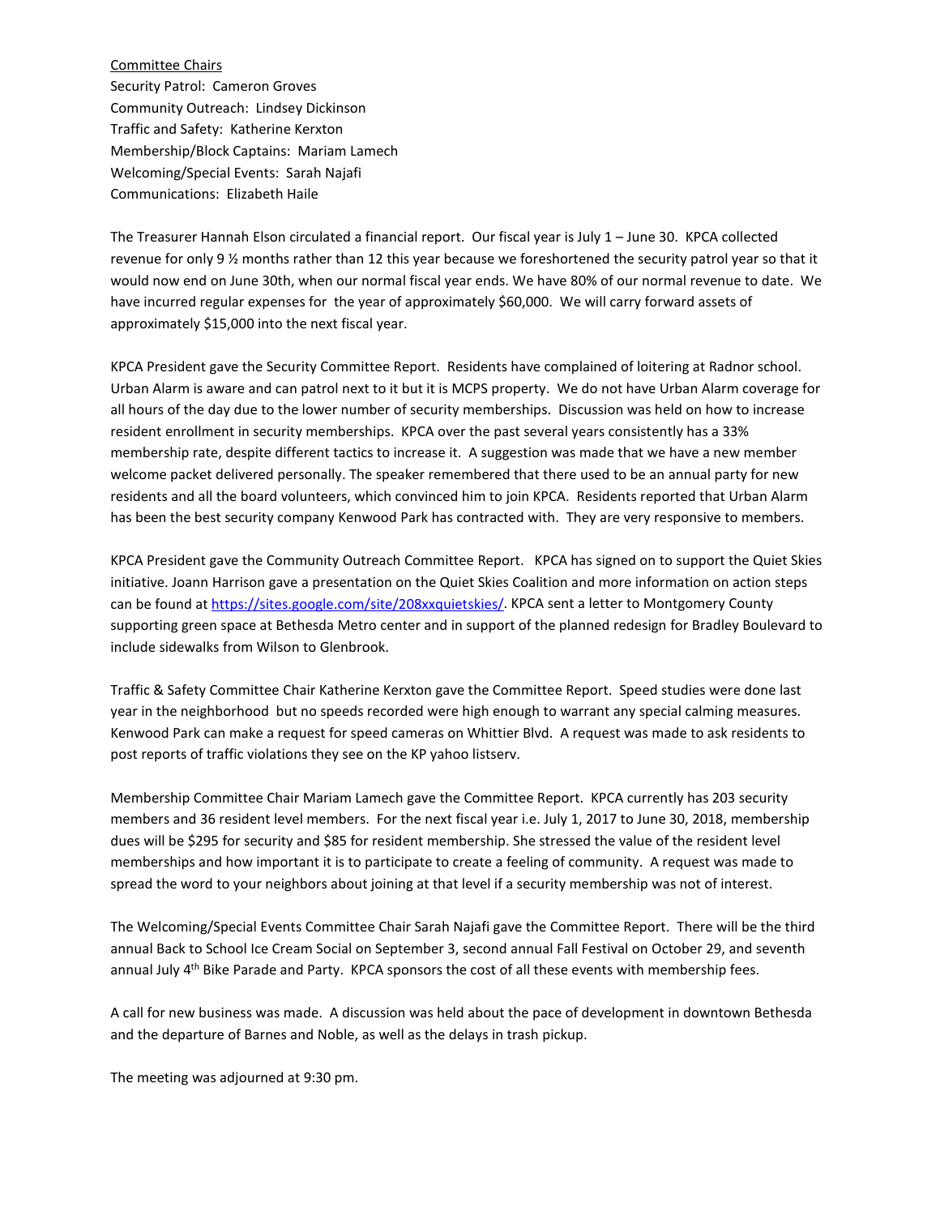Committee Chairs

Security Patrol: Cameron Groves
Community Outreach: Lindsey Dickinson
Traffic and Safety: Katherine Kerxton
Membership/Block Captains: Mariam Lamech
Welcoming/Special Events: Sarah Najafi
Communications: Elizabeth Haile

The Treasurer Hannah Elson circulated a financial report. Our fiscal year is July 1 – June 30. KPCA collected revenue for only 9 ½ months rather than 12 this year because we foreshortened the security patrol year so that it would now end on June 30th, when our normal fiscal year ends. We have 80% of our normal revenue to date. We have incurred regular expenses for the year of approximately $60,000. We will carry forward assets of approximately $15,000 into the next fiscal year.

KPCA President gave the Security Committee Report. Residents have complained of loitering at Radnor school. Urban Alarm is aware and can patrol next to it but it is MCPS property. We do not have Urban Alarm coverage for all hours of the day due to the lower number of security memberships. Discussion was held on how to increase resident enrollment in security memberships. KPCA over the past several years consistently has a 33% membership rate, despite different tactics to increase it. A suggestion was made that we have a new member welcome packet delivered personally. The speaker remembered that there used to be an annual party for new residents and all the board volunteers, which convinced him to join KPCA. Residents reported that Urban Alarm has been the best security company Kenwood Park has contracted with. They are very responsive to members.

KPCA President gave the Community Outreach Committee Report. KPCA has signed on to support the Quiet Skies initiative. Joann Harrison gave a presentation on the Quiet Skies Coalition and more information on action steps can be found at https://sites.google.com/site/208xxquietskies/. KPCA sent a letter to Montgomery County supporting green space at Bethesda Metro center and in support of the planned redesign for Bradley Boulevard to include sidewalks from Wilson to Glenbrook.

Traffic & Safety Committee Chair Katherine Kerxton gave the Committee Report. Speed studies were done last year in the neighborhood but no speeds recorded were high enough to warrant any special calming measures. Kenwood Park can make a request for speed cameras on Whittier Blvd. A request was made to ask residents to post reports of traffic violations they see on the KP yahoo listserv.

Membership Committee Chair Mariam Lamech gave the Committee Report. KPCA currently has 203 security members and 36 resident level members. For the next fiscal year i.e. July 1, 2017 to June 30, 2018, membership dues will be $295 for security and $85 for resident membership. She stressed the value of the resident level memberships and how important it is to participate to create a feeling of community. A request was made to spread the word to your neighbors about joining at that level if a security membership was not of interest.

The Welcoming/Special Events Committee Chair Sarah Najafi gave the Committee Report. There will be the third annual Back to School Ice Cream Social on September 3, second annual Fall Festival on October 29, and seventh annual July 4th Bike Parade and Party. KPCA sponsors the cost of all these events with membership fees.

A call for new business was made. A discussion was held about the pace of development in downtown Bethesda and the departure of Barnes and Noble, as well as the delays in trash pickup.

The meeting was adjourned at 9:30 pm.